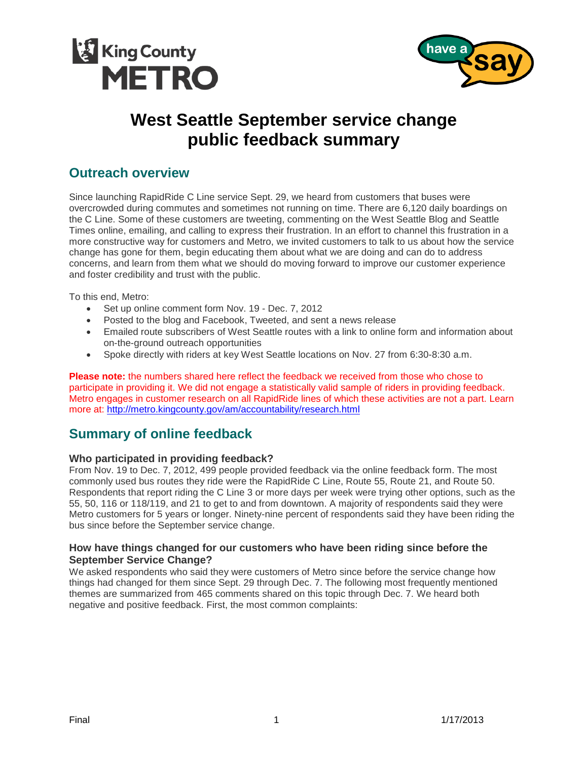# West Seattle September service change public feedback summary

## Outreach overview

Since launching RapidRide C Line service Sept. 29, we heard from customers that buses were overcrowded during commutes and sometimes not running on time. There are 6,120 daily boardings on the C Line. Some of these customers are tweeting, commenting on the West Seattle Blog and Seattle Times online, emailing, and calling to express their frustration. In an effort to channel this frustration in a more constructive way for customers and Metro, we invited customers to talk to us about how the service change has gone for them, begin educating them about what we are doing and can do to address concerns, and learn from them what we should do moving forward to improve our customer experience and foster credibility and trust with the public.

To this end, Metro:

- Set up online comment form Nov. 19 - Dec. 7, 2012
- Posted to the blog and Facebook, Tweeted, and sent a news release
- Emailed route subscribers of West Seattle routes with a link to online form and information about on-the-ground outreach opportunities
- Spoke directly with riders at key West Seattle locations on Nov. 27 from 6:30-8:30 a.m.

**Please note:** the numbers shared here reflect the feedback we received from those who chose to participate in providing it. We did not engage a statistically valid sample of riders in providing feedback. Metro engages in customer research on all RapidRide lines of which these activities are not a part. Learn more at: http://metro.kingcounty.gov/am/accountability/research.html

## Summary of online feedback

### Who participated in providing feedback?

From Nov. 19 to Dec. 7, 2012, 499 people provided feedback via the online feedback form. The most commonly used bus routes they ride were the RapidRide C Line, Route 55, Route 21, and Route 50. Respondents that report riding the C Line 3 or more days per week were trying other options, such as the 55, 50, 116 or 118/119, and 21 to get to and from downtown. A majority of respondents said they were Metro customers for 5 years or longer. Ninety-nine percent of respondents said they have been riding the bus since before the September service change.

### How have things changed for our customers who have been riding since before the September Service Change?

We asked respondents who said they were customers of Metro since before the service change how things had changed for them since Sept. 29 through Dec. 7. The following most frequently mentioned themes are summarized from 465 comments shared on this topic through Dec. 7. We heard both negative and positive feedback. First, the most common complaints: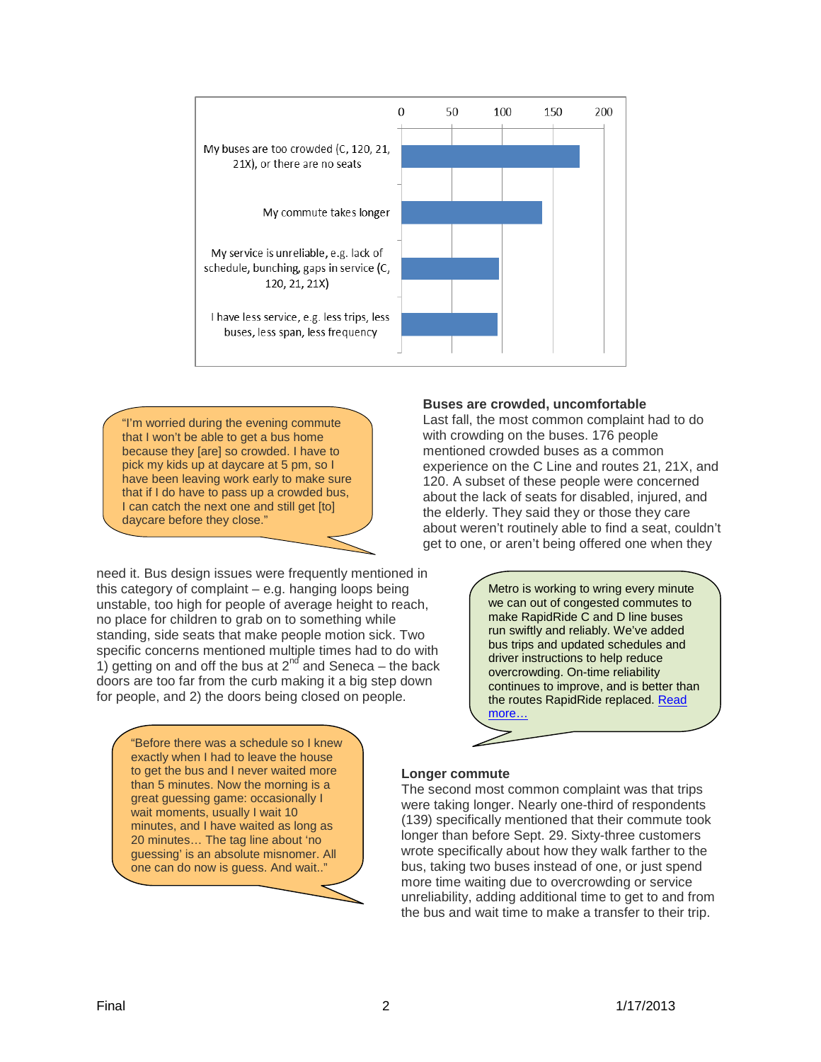| Complaint | Count (approx.) |
| --- | --- |
| My buses are too crowded (C, 120, 21, 21X), or there are no seats | 176 |
| My commute takes longer | 139 |
| My service is unreliable, e.g. lack of schedule, bunching, gaps in service (C, 120, 21, 21X) | ~97 |
| I have less service, e.g. less trips, less buses, less span, less frequency | ~96 |

> "I'm worried during the evening commute that I won't be able to get a bus home because they [are] so crowded. I have to pick my kids up at daycare at 5 pm, so I have been leaving work early to make sure that if I do have to pass up a crowded bus, I can catch the next one and still get [to] daycare before they close."

**Buses are crowded, uncomfortable**

Last fall, the most common complaint had to do with crowding on the buses. 176 people mentioned crowded buses as a common experience on the C Line and routes 21, 21X, and 120. A subset of these people were concerned about the lack of seats for disabled, injured, and the elderly. They said they or those they care about weren't routinely able to find a seat, couldn't get to one, or aren't being offered one when they need it. Bus design issues were frequently mentioned in this category of complaint – e.g. hanging loops being unstable, too high for people of average height to reach, no place for children to grab on to something while standing, side seats that make people motion sick. Two specific concerns mentioned multiple times had to do with 1) getting on and off the bus at 2nd and Seneca – the back doors are too far from the curb making it a big step down for people, and 2) the doors being closed on people.

> Metro is working to wring every minute we can out of congested commutes to make RapidRide C and D line buses run swiftly and reliably. We've added bus trips and updated schedules and driver instructions to help reduce overcrowding. On-time reliability continues to improve, and is better than the routes RapidRide replaced. Read more…

> "Before there was a schedule so I knew exactly when I had to leave the house to get the bus and I never waited more than 5 minutes. Now the morning is a great guessing game: occasionally I wait moments, usually I wait 10 minutes, and I have waited as long as 20 minutes… The tag line about 'no guessing' is an absolute misnomer. All one can do now is guess. And wait.."

**Longer commute**

The second most common complaint was that trips were taking longer. Nearly one-third of respondents (139) specifically mentioned that their commute took longer than before Sept. 29. Sixty-three customers wrote specifically about how they walk farther to the bus, taking two buses instead of one, or just spend more time waiting due to overcrowding or service unreliability, adding additional time to get to and from the bus and wait time to make a transfer to their trip.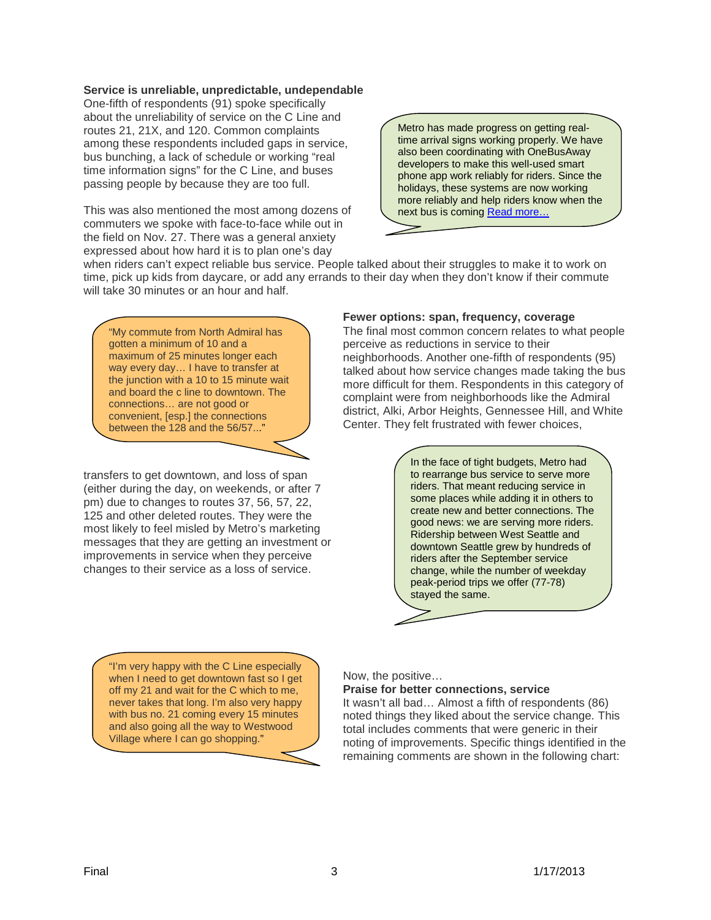**Service is unreliable, unpredictable, undependable**

One-fifth of respondents (91) spoke specifically about the unreliability of service on the C Line and routes 21, 21X, and 120. Common complaints among these respondents included gaps in service, bus bunching, a lack of schedule or working "real time information signs" for the C Line, and buses passing people by because they are too full.

> Metro has made progress on getting real-time arrival signs working properly. We have also been coordinating with OneBusAway developers to make this well-used smart phone app work reliably for riders. Since the holidays, these systems are now working more reliably and help riders know when the next bus is coming [Read more…]

This was also mentioned the most among dozens of commuters we spoke with face-to-face while out in the field on Nov. 27. There was a general anxiety expressed about how hard it is to plan one's day when riders can't expect reliable bus service. People talked about their struggles to make it to work on time, pick up kids from daycare, or add any errands to their day when they don't know if their commute will take 30 minutes or an hour and half.

> "My commute from North Admiral has gotten a minimum of 10 and a maximum of 25 minutes longer each way every day… I have to transfer at the junction with a 10 to 15 minute wait and board the c line to downtown. The connections… are not good or convenient, [esp.] the connections between the 128 and the 56/57..."

**Fewer options: span, frequency, coverage**

The final most common concern relates to what people perceive as reductions in service to their neighborhoods. Another one-fifth of respondents (95) talked about how service changes made taking the bus more difficult for them. Respondents in this category of complaint were from neighborhoods like the Admiral district, Alki, Arbor Heights, Gennessee Hill, and White Center. They felt frustrated with fewer choices, transfers to get downtown, and loss of span (either during the day, on weekends, or after 7 pm) due to changes to routes 37, 56, 57, 22, 125 and other deleted routes. They were the most likely to feel misled by Metro's marketing messages that they are getting an investment or improvements in service when they perceive changes to their service as a loss of service.

> In the face of tight budgets, Metro had to rearrange bus service to serve more riders. That meant reducing service in some places while adding it in others to create new and better connections. The good news: we are serving more riders. Ridership between West Seattle and downtown Seattle grew by hundreds of riders after the September service change, while the number of weekday peak-period trips we offer (77-78) stayed the same.

> "I'm very happy with the C Line especially when I need to get downtown fast so I get off my 21 and wait for the C which to me, never takes that long. I'm also very happy with bus no. 21 coming every 15 minutes and also going all the way to Westwood Village where I can go shopping."

Now, the positive…

**Praise for better connections, service**

It wasn't all bad… Almost a fifth of respondents (86) noted things they liked about the service change. This total includes comments that were generic in their noting of improvements. Specific things identified in the remaining comments are shown in the following chart: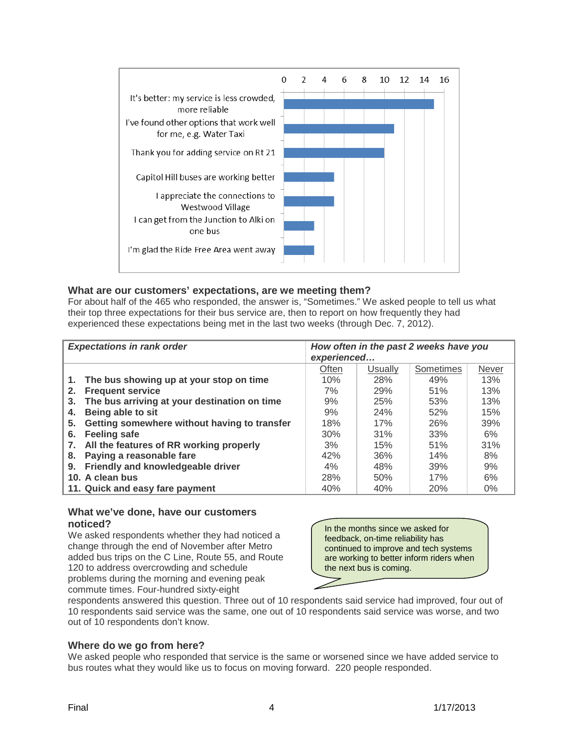| Response | Count |
|---|---|
| It's better: my service is less crowded, more reliable | 15 |
| I've found other options that work well for me, e.g. Water Taxi | 11 |
| Thank you for adding service on Rt 21 | 10 |
| Capitol Hill buses are working better | 5 |
| I appreciate the connections to Westwood Village | 5 |
| I can get from the Junction to Alki on one bus | 3 |
| I'm glad the Ride Free Area went away | 3 |

## What are our customers' expectations, are we meeting them?

For about half of the 465 who responded, the answer is, "Sometimes." We asked people to tell us what their top three expectations for their bus service are, then to report on how frequently they had experienced these expectations being met in the last two weeks (through Dec. 7, 2012).

| ***Expectations in rank order*** | ***How often in the past 2 weeks have you experienced…*** | | | |
|---|---|---|---|---|
| | Often | Usually | Sometimes | Never |
| **1. The bus showing up at your stop on time** | 10% | 28% | 49% | 13% |
| **2. Frequent service** | 7% | 29% | 51% | 13% |
| **3. The bus arriving at your destination on time** | 9% | 25% | 53% | 13% |
| **4. Being able to sit** | 9% | 24% | 52% | 15% |
| **5. Getting somewhere without having to transfer** | 18% | 17% | 26% | 39% |
| **6. Feeling safe** | 30% | 31% | 33% | 6% |
| **7. All the features of RR working properly** | 3% | 15% | 51% | 31% |
| **8. Paying a reasonable fare** | 42% | 36% | 14% | 8% |
| **9. Friendly and knowledgeable driver** | 4% | 48% | 39% | 9% |
| **10. A clean bus** | 28% | 50% | 17% | 6% |
| **11. Quick and easy fare payment** | 40% | 40% | 20% | 0% |

## What we've done, have our customers noticed?

We asked respondents whether they had noticed a change through the end of November after Metro added bus trips on the C Line, Route 55, and Route 120 to address overcrowding and schedule problems during the morning and evening peak commute times. Four-hundred sixty-eight respondents answered this question. Three out of 10 respondents said service had improved, four out of 10 respondents said service was the same, one out of 10 respondents said service was worse, and two out of 10 respondents don't know.

> In the months since we asked for feedback, on-time reliability has continued to improve and tech systems are working to better inform riders when the next bus is coming.

## Where do we go from here?

We asked people who responded that service is the same or worsened since we have added service to bus routes what they would like us to focus on moving forward. 220 people responded.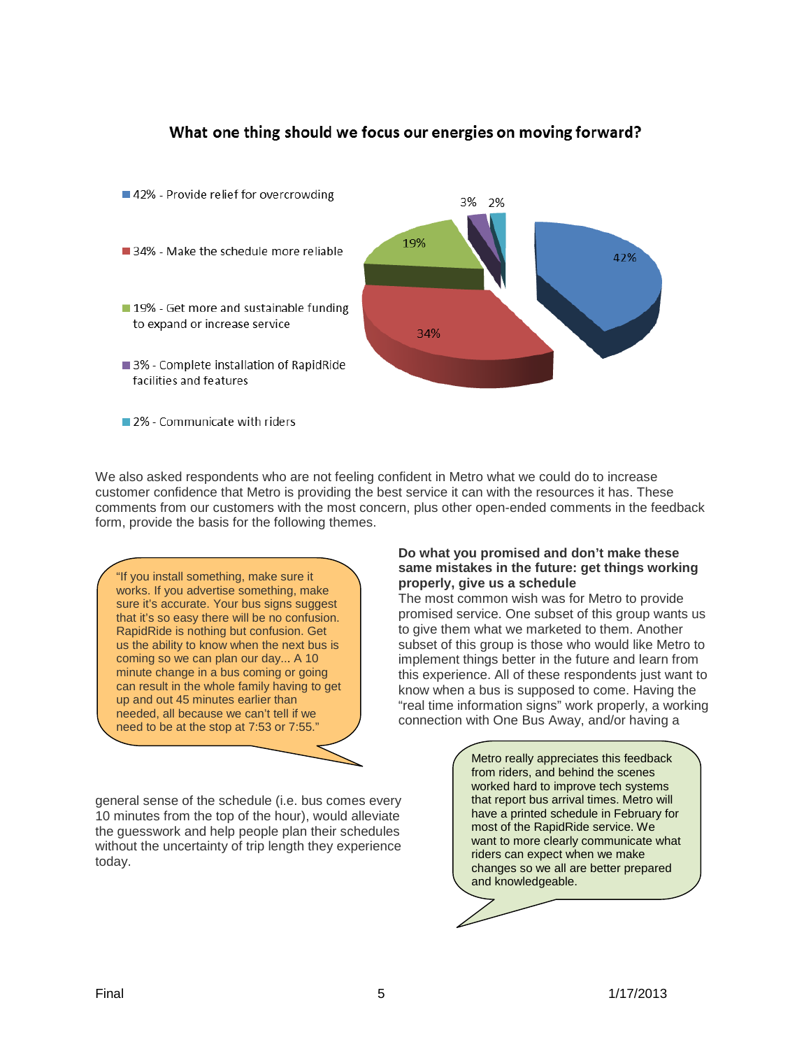### What one thing should we focus our energies on moving forward?

- 42% - Provide relief for overcrowding
- 34% - Make the schedule more reliable
- 19% - Get more and sustainable funding to expand or increase service
- 3% - Complete installation of RapidRide facilities and features
- 2% - Communicate with riders

We also asked respondents who are not feeling confident in Metro what we could do to increase customer confidence that Metro is providing the best service it can with the resources it has. These comments from our customers with the most concern, plus other open-ended comments in the feedback form, provide the basis for the following themes.

> "If you install something, make sure it works. If you advertise something, make sure it's accurate. Your bus signs suggest that it's so easy there will be no confusion. RapidRide is nothing but confusion. Get us the ability to know when the next bus is coming so we can plan our day... A 10 minute change in a bus coming or going can result in the whole family having to get up and out 45 minutes earlier than needed, all because we can't tell if we need to be at the stop at 7:53 or 7:55."

**Do what you promised and don't make these same mistakes in the future: get things working properly, give us a schedule**

The most common wish was for Metro to provide promised service. One subset of this group wants us to give them what we marketed to them. Another subset of this group is those who would like Metro to implement things better in the future and learn from this experience. All of these respondents just want to know when a bus is supposed to come. Having the "real time information signs" work properly, a working connection with One Bus Away, and/or having a general sense of the schedule (i.e. bus comes every 10 minutes from the top of the hour), would alleviate the guesswork and help people plan their schedules without the uncertainty of trip length they experience today.

> Metro really appreciates this feedback from riders, and behind the scenes worked hard to improve tech systems that report bus arrival times. Metro will have a printed schedule in February for most of the RapidRide service. We want to more clearly communicate what riders can expect when we make changes so we all are better prepared and knowledgeable.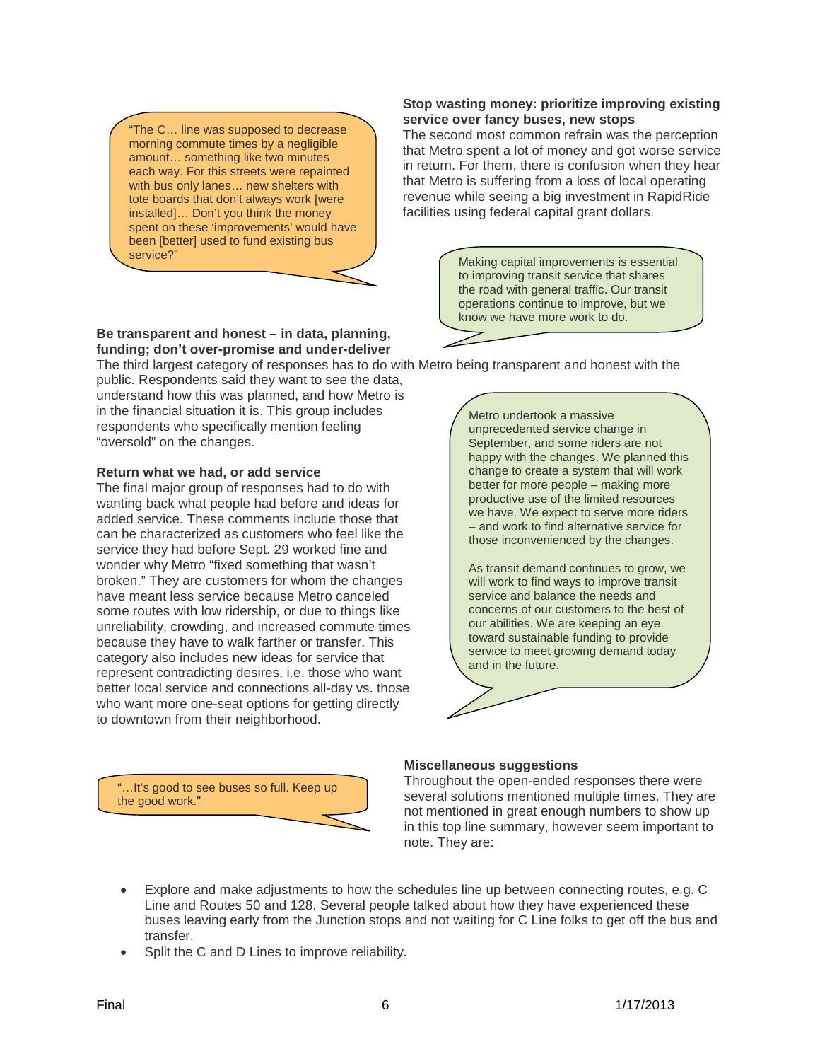> "The C… line was supposed to decrease morning commute times by a negligible amount… something like two minutes each way. For this streets were repainted with bus only lanes… new shelters with tote boards that don't always work [were installed]… Don't you think the money spent on these 'improvements' would have been [better] used to fund existing bus service?"

**Stop wasting money: prioritize improving existing service over fancy buses, new stops**

The second most common refrain was the perception that Metro spent a lot of money and got worse service in return. For them, there is confusion when they hear that Metro is suffering from a loss of local operating revenue while seeing a big investment in RapidRide facilities using federal capital grant dollars.

> Making capital improvements is essential to improving transit service that shares the road with general traffic. Our transit operations continue to improve, but we know we have more work to do.

**Be transparent and honest – in data, planning, funding; don't over-promise and under-deliver**

The third largest category of responses has to do with Metro being transparent and honest with the public. Respondents said they want to see the data, understand how this was planned, and how Metro is in the financial situation it is. This group includes respondents who specifically mention feeling "oversold" on the changes.

**Return what we had, or add service**

The final major group of responses had to do with wanting back what people had before and ideas for added service. These comments include those that can be characterized as customers who feel like the service they had before Sept. 29 worked fine and wonder why Metro "fixed something that wasn't broken." They are customers for whom the changes have meant less service because Metro canceled some routes with low ridership, or due to things like unreliability, crowding, and increased commute times because they have to walk farther or transfer. This category also includes new ideas for service that represent contradicting desires, i.e. those who want better local service and connections all-day vs. those who want more one-seat options for getting directly to downtown from their neighborhood.

> Metro undertook a massive unprecedented service change in September, and some riders are not happy with the changes. We planned this change to create a system that will work better for more people – making more productive use of the limited resources we have. We expect to serve more riders – and work to find alternative service for those inconvenienced by the changes.
>
> As transit demand continues to grow, we will work to find ways to improve transit service and balance the needs and concerns of our customers to the best of our abilities. We are keeping an eye toward sustainable funding to provide service to meet growing demand today and in the future.

> "…It's good to see buses so full. Keep up the good work."

**Miscellaneous suggestions**

Throughout the open-ended responses there were several solutions mentioned multiple times. They are not mentioned in great enough numbers to show up in this top line summary, however seem important to note. They are:

- Explore and make adjustments to how the schedules line up between connecting routes, e.g. C Line and Routes 50 and 128. Several people talked about how they have experienced these buses leaving early from the Junction stops and not waiting for C Line folks to get off the bus and transfer.
- Split the C and D Lines to improve reliability.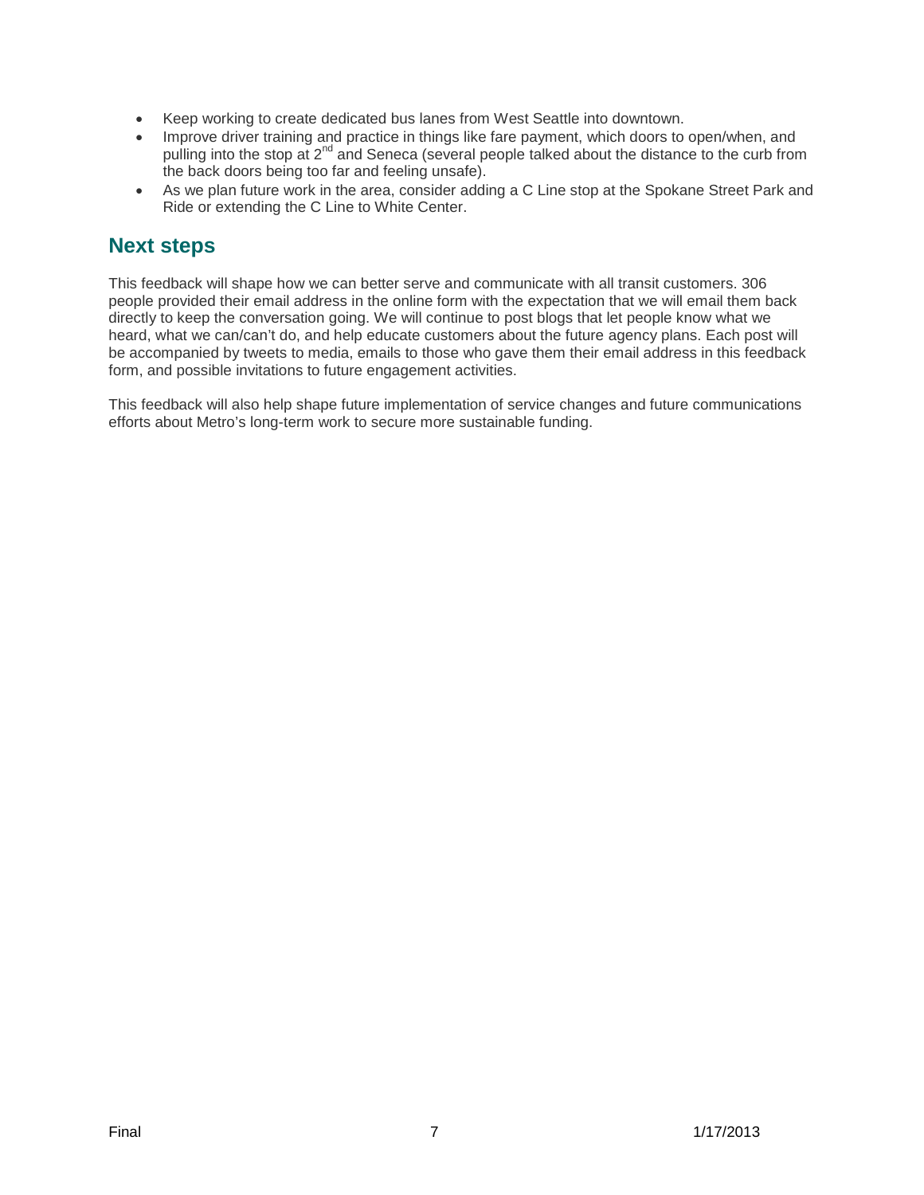- Keep working to create dedicated bus lanes from West Seattle into downtown.
- Improve driver training and practice in things like fare payment, which doors to open/when, and pulling into the stop at 2nd and Seneca (several people talked about the distance to the curb from the back doors being too far and feeling unsafe).
- As we plan future work in the area, consider adding a C Line stop at the Spokane Street Park and Ride or extending the C Line to White Center.

## Next steps

This feedback will shape how we can better serve and communicate with all transit customers. 306 people provided their email address in the online form with the expectation that we will email them back directly to keep the conversation going. We will continue to post blogs that let people know what we heard, what we can/can't do, and help educate customers about the future agency plans. Each post will be accompanied by tweets to media, emails to those who gave them their email address in this feedback form, and possible invitations to future engagement activities.

This feedback will also help shape future implementation of service changes and future communications efforts about Metro's long-term work to secure more sustainable funding.